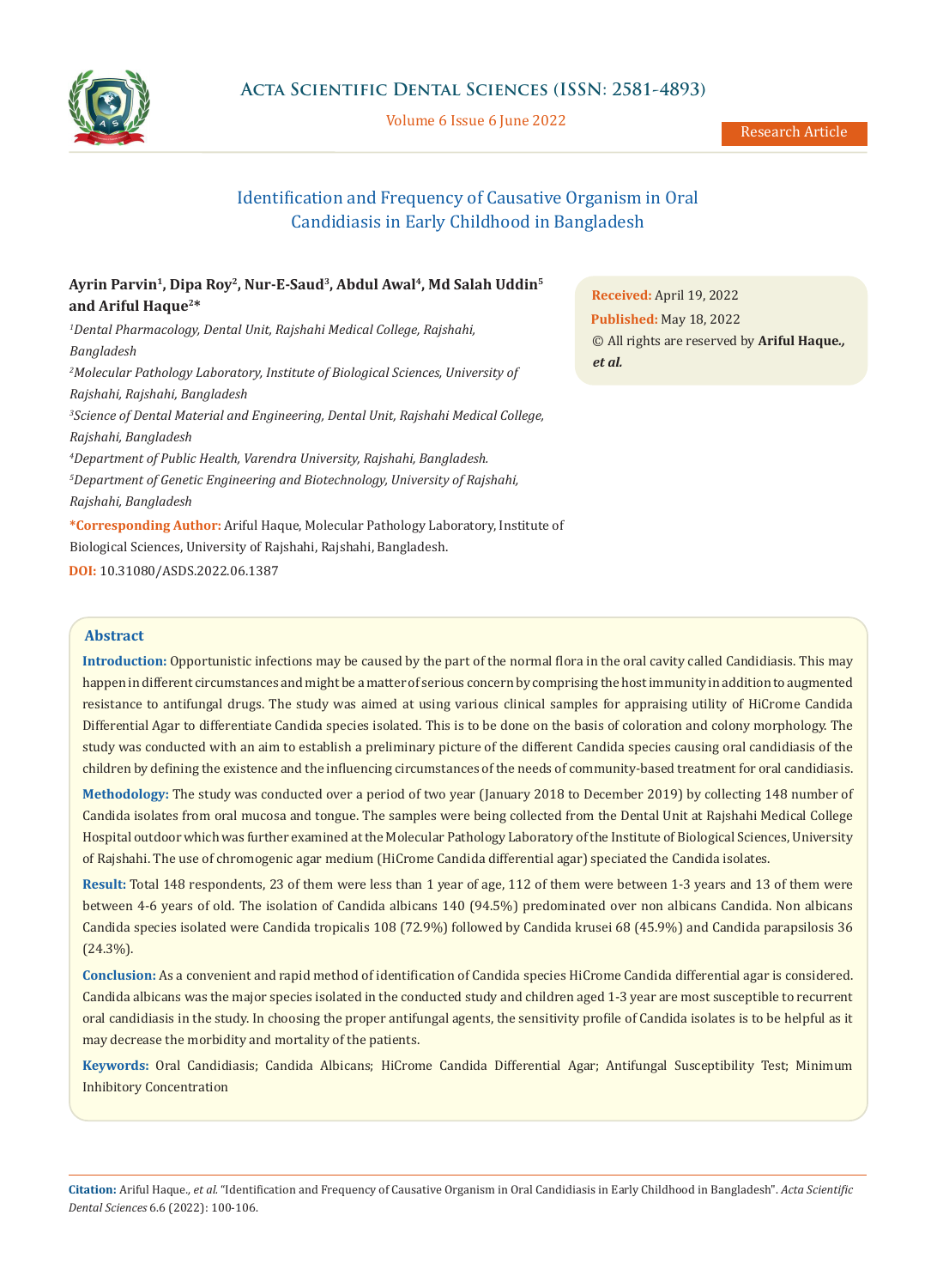# Identification and Frequency of Causative Organism in Oral Candidiasis in Early Childhood in Bangladesh

**Ayrin Parvin[1], Dipa Roy[2], Nur-E-Saud[3], Abdul Awal[4], Md Salah Uddin[5] and Ariful Haque[2]***

[1]*Dental Pharmacology, Dental Unit, Rajshahi Medical College, Rajshahi, Bangladesh*

[2]*Molecular Pathology Laboratory, Institute of Biological Sciences, University of Rajshahi, Rajshahi, Bangladesh*

[3]*Science of Dental Material and Engineering, Dental Unit, Rajshahi Medical College, Rajshahi, Bangladesh*

[4]*Department of Public Health, Varendra University, Rajshahi, Bangladesh.*

[5]*Department of Genetic Engineering and Biotechnology, University of Rajshahi, Rajshahi, Bangladesh*

***Corresponding Author:** Ariful Haque, Molecular Pathology Laboratory, Institute of Biological Sciences, University of Rajshahi, Rajshahi, Bangladesh.

**DOI:** 10.31080/ASDS.2022.06.1387

**Received:** April 19, 2022
**Published:** May 18, 2022
© All rights are reserved by **Ariful Haque., *et al.***

## Abstract

**Introduction:** Opportunistic infections may be caused by the part of the normal flora in the oral cavity called Candidiasis. This may happen in different circumstances and might be a matter of serious concern by comprising the host immunity in addition to augmented resistance to antifungal drugs. The study was aimed at using various clinical samples for appraising utility of HiCrome Candida Differential Agar to differentiate Candida species isolated. This is to be done on the basis of coloration and colony morphology. The study was conducted with an aim to establish a preliminary picture of the different Candida species causing oral candidiasis of the children by defining the existence and the influencing circumstances of the needs of community-based treatment for oral candidiasis.

**Methodology:** The study was conducted over a period of two year (January 2018 to December 2019) by collecting 148 number of Candida isolates from oral mucosa and tongue. The samples were being collected from the Dental Unit at Rajshahi Medical College Hospital outdoor which was further examined at the Molecular Pathology Laboratory of the Institute of Biological Sciences, University of Rajshahi. The use of chromogenic agar medium (HiCrome Candida differential agar) speciated the Candida isolates.

**Result:** Total 148 respondents, 23 of them were less than 1 year of age, 112 of them were between 1-3 years and 13 of them were between 4-6 years of old. The isolation of Candida albicans 140 (94.5%) predominated over non albicans Candida. Non albicans Candida species isolated were Candida tropicalis 108 (72.9%) followed by Candida krusei 68 (45.9%) and Candida parapsilosis 36 (24.3%).

**Conclusion:** As a convenient and rapid method of identification of Candida species HiCrome Candida differential agar is considered. Candida albicans was the major species isolated in the conducted study and children aged 1-3 year are most susceptible to recurrent oral candidiasis in the study. In choosing the proper antifungal agents, the sensitivity profile of Candida isolates is to be helpful as it may decrease the morbidity and mortality of the patients.

**Keywords:** Oral Candidiasis; Candida Albicans; HiCrome Candida Differential Agar; Antifungal Susceptibility Test; Minimum Inhibitory Concentration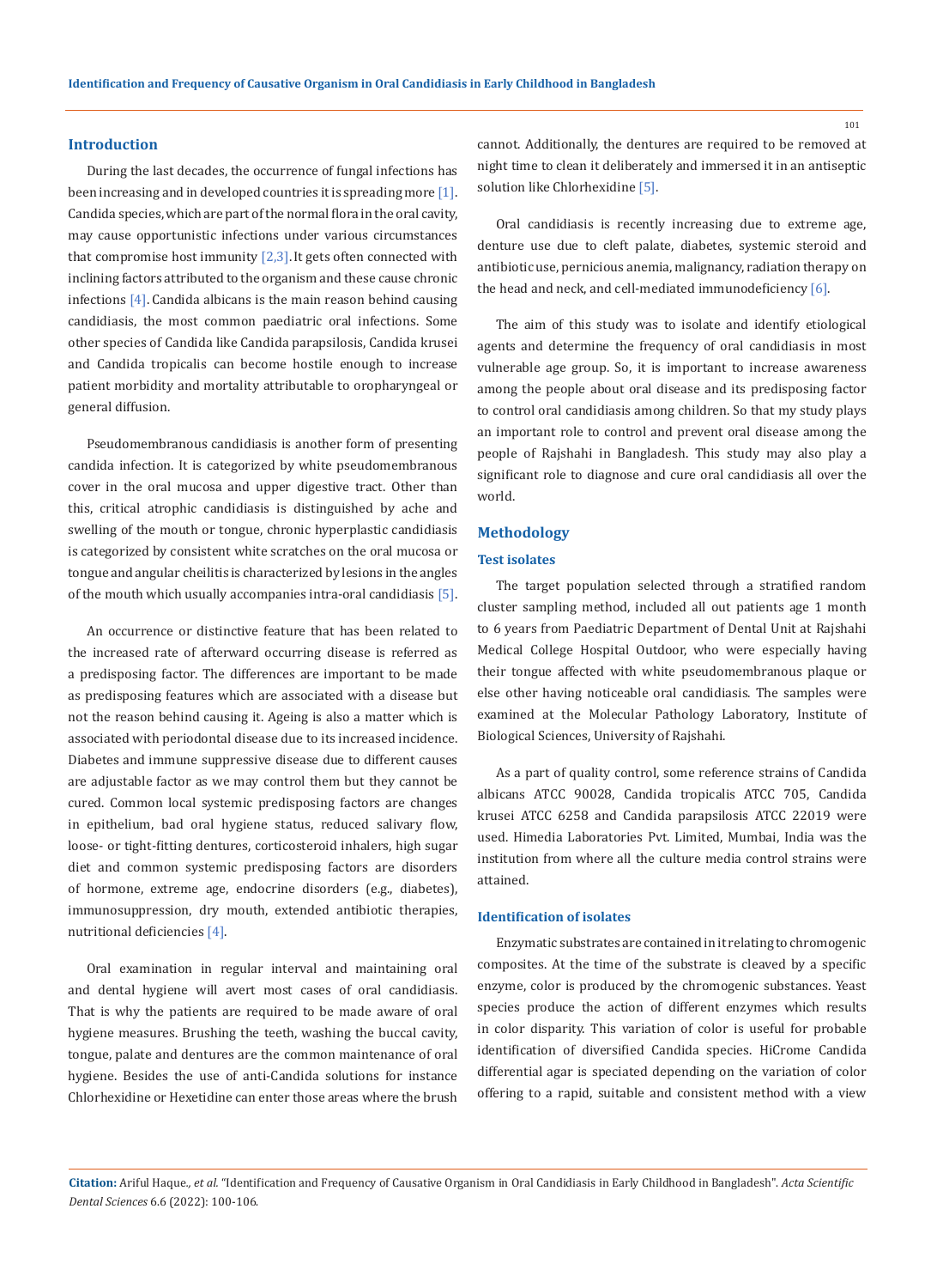## Introduction

During the last decades, the occurrence of fungal infections has been increasing and in developed countries it is spreading more [1]. Candida species, which are part of the normal flora in the oral cavity, may cause opportunistic infections under various circumstances that compromise host immunity [2,3]. It gets often connected with inclining factors attributed to the organism and these cause chronic infections [4]. Candida albicans is the main reason behind causing candidiasis, the most common paediatric oral infections. Some other species of Candida like Candida parapsilosis, Candida krusei and Candida tropicalis can become hostile enough to increase patient morbidity and mortality attributable to oropharyngeal or general diffusion.

Pseudomembranous candidiasis is another form of presenting candida infection. It is categorized by white pseudomembranous cover in the oral mucosa and upper digestive tract. Other than this, critical atrophic candidiasis is distinguished by ache and swelling of the mouth or tongue, chronic hyperplastic candidiasis is categorized by consistent white scratches on the oral mucosa or tongue and angular cheilitis is characterized by lesions in the angles of the mouth which usually accompanies intra-oral candidiasis [5].

An occurrence or distinctive feature that has been related to the increased rate of afterward occurring disease is referred as a predisposing factor. The differences are important to be made as predisposing features which are associated with a disease but not the reason behind causing it. Ageing is also a matter which is associated with periodontal disease due to its increased incidence. Diabetes and immune suppressive disease due to different causes are adjustable factor as we may control them but they cannot be cured. Common local systemic predisposing factors are changes in epithelium, bad oral hygiene status, reduced salivary flow, loose- or tight-fitting dentures, corticosteroid inhalers, high sugar diet and common systemic predisposing factors are disorders of hormone, extreme age, endocrine disorders (e.g., diabetes), immunosuppression, dry mouth, extended antibiotic therapies, nutritional deficiencies [4].

Oral examination in regular interval and maintaining oral and dental hygiene will avert most cases of oral candidiasis. That is why the patients are required to be made aware of oral hygiene measures. Brushing the teeth, washing the buccal cavity, tongue, palate and dentures are the common maintenance of oral hygiene. Besides the use of anti-Candida solutions for instance Chlorhexidine or Hexetidine can enter those areas where the brush cannot. Additionally, the dentures are required to be removed at night time to clean it deliberately and immersed it in an antiseptic solution like Chlorhexidine [5].

Oral candidiasis is recently increasing due to extreme age, denture use due to cleft palate, diabetes, systemic steroid and antibiotic use, pernicious anemia, malignancy, radiation therapy on the head and neck, and cell-mediated immunodeficiency [6].

The aim of this study was to isolate and identify etiological agents and determine the frequency of oral candidiasis in most vulnerable age group. So, it is important to increase awareness among the people about oral disease and its predisposing factor to control oral candidiasis among children. So that my study plays an important role to control and prevent oral disease among the people of Rajshahi in Bangladesh. This study may also play a significant role to diagnose and cure oral candidiasis all over the world.

## Methodology

### Test isolates

The target population selected through a stratified random cluster sampling method, included all out patients age 1 month to 6 years from Paediatric Department of Dental Unit at Rajshahi Medical College Hospital Outdoor, who were especially having their tongue affected with white pseudomembranous plaque or else other having noticeable oral candidiasis. The samples were examined at the Molecular Pathology Laboratory, Institute of Biological Sciences, University of Rajshahi.

As a part of quality control, some reference strains of Candida albicans ATCC 90028, Candida tropicalis ATCC 705, Candida krusei ATCC 6258 and Candida parapsilosis ATCC 22019 were used. Himedia Laboratories Pvt. Limited, Mumbai, India was the institution from where all the culture media control strains were attained.

### Identification of isolates

Enzymatic substrates are contained in it relating to chromogenic composites. At the time of the substrate is cleaved by a specific enzyme, color is produced by the chromogenic substances. Yeast species produce the action of different enzymes which results in color disparity. This variation of color is useful for probable identification of diversified Candida species. HiCrome Candida differential agar is speciated depending on the variation of color offering to a rapid, suitable and consistent method with a view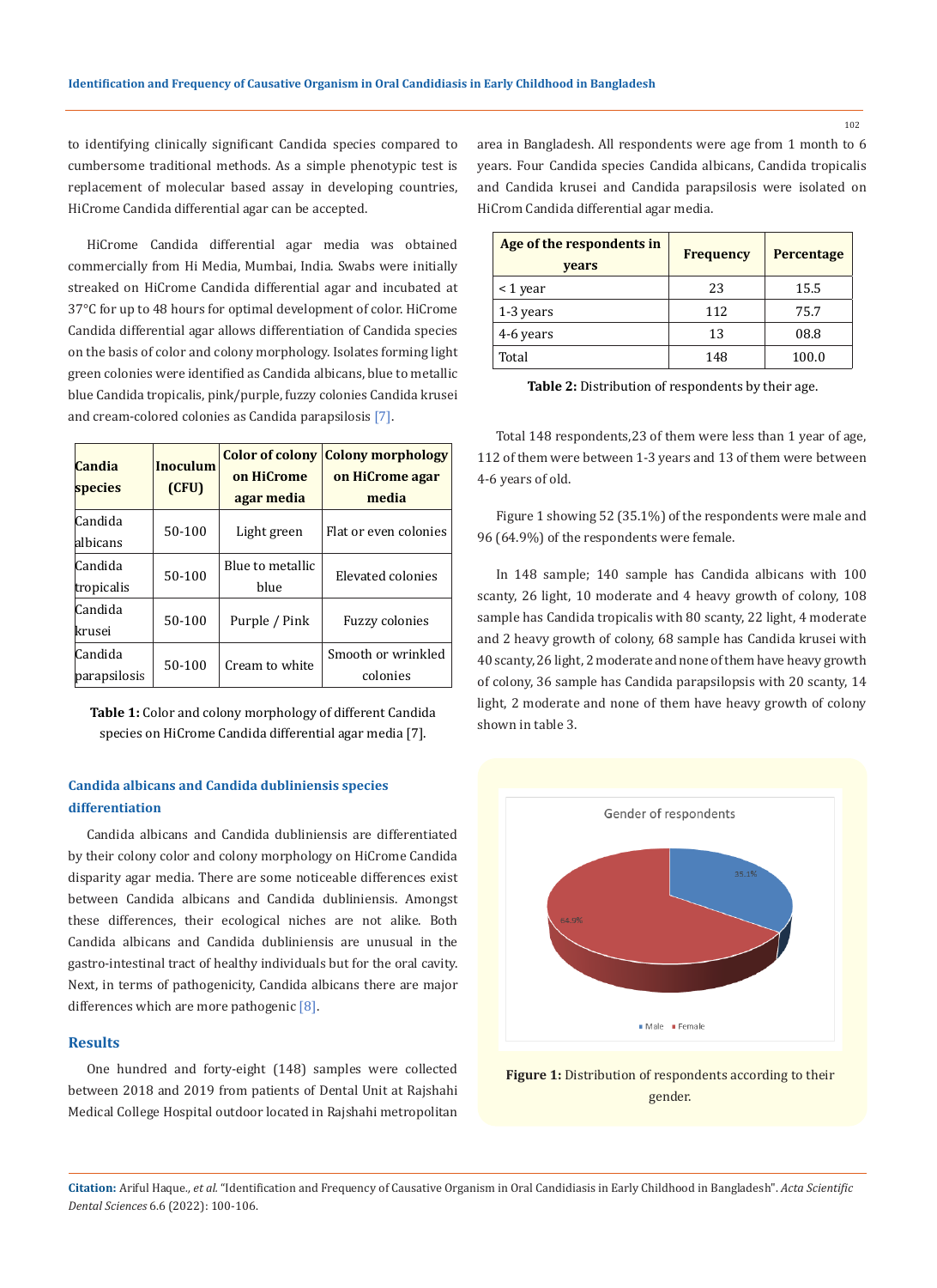to identifying clinically significant Candida species compared to cumbersome traditional methods. As a simple phenotypic test is replacement of molecular based assay in developing countries, HiCrome Candida differential agar can be accepted.

HiCrome Candida differential agar media was obtained commercially from Hi Media, Mumbai, India. Swabs were initially streaked on HiCrome Candida differential agar and incubated at 37°C for up to 48 hours for optimal development of color. HiCrome Candida differential agar allows differentiation of Candida species on the basis of color and colony morphology. Isolates forming light green colonies were identified as Candida albicans, blue to metallic blue Candida tropicalis, pink/purple, fuzzy colonies Candida krusei and cream-colored colonies as Candida parapsilosis [7].

| Candia species | Inoculum (CFU) | Color of colony on HiCrome agar media | Colony morphology on HiCrome agar media |
|---|---|---|---|
| Candida albicans | 50-100 | Light green | Flat or even colonies |
| Candida tropicalis | 50-100 | Blue to metallic blue | Elevated colonies |
| Candida krusei | 50-100 | Purple / Pink | Fuzzy colonies |
| Candida parapsilosis | 50-100 | Cream to white | Smooth or wrinkled colonies |

**Table 1:** Color and colony morphology of different Candida species on HiCrome Candida differential agar media [7].

### Candida albicans and Candida dubliniensis species differentiation

Candida albicans and Candida dubliniensis are differentiated by their colony color and colony morphology on HiCrome Candida disparity agar media. There are some noticeable differences exist between Candida albicans and Candida dubliniensis. Amongst these differences, their ecological niches are not alike. Both Candida albicans and Candida dubliniensis are unusual in the gastro-intestinal tract of healthy individuals but for the oral cavity. Next, in terms of pathogenicity, Candida albicans there are major differences which are more pathogenic [8].

## Results

One hundred and forty-eight (148) samples were collected between 2018 and 2019 from patients of Dental Unit at Rajshahi Medical College Hospital outdoor located in Rajshahi metropolitan area in Bangladesh. All respondents were age from 1 month to 6 years. Four Candida species Candida albicans, Candida tropicalis and Candida krusei and Candida parapsilosis were isolated on HiCrom Candida differential agar media.

| Age of the respondents in years | Frequency | Percentage |
|---|---|---|
| < 1 year | 23 | 15.5 |
| 1-3 years | 112 | 75.7 |
| 4-6 years | 13 | 08.8 |
| Total | 148 | 100.0 |

**Table 2:** Distribution of respondents by their age.

Total 148 respondents,23 of them were less than 1 year of age, 112 of them were between 1-3 years and 13 of them were between 4-6 years of old.

Figure 1 showing 52 (35.1%) of the respondents were male and 96 (64.9%) of the respondents were female.

In 148 sample; 140 sample has Candida albicans with 100 scanty, 26 light, 10 moderate and 4 heavy growth of colony, 108 sample has Candida tropicalis with 80 scanty, 22 light, 4 moderate and 2 heavy growth of colony, 68 sample has Candida krusei with 40 scanty, 26 light, 2 moderate and none of them have heavy growth of colony, 36 sample has Candida parapsilopsis with 20 scanty, 14 light, 2 moderate and none of them have heavy growth of colony shown in table 3.

Gender of respondents

35.1%

64.9%

Male Female

**Figure 1:** Distribution of respondents according to their gender.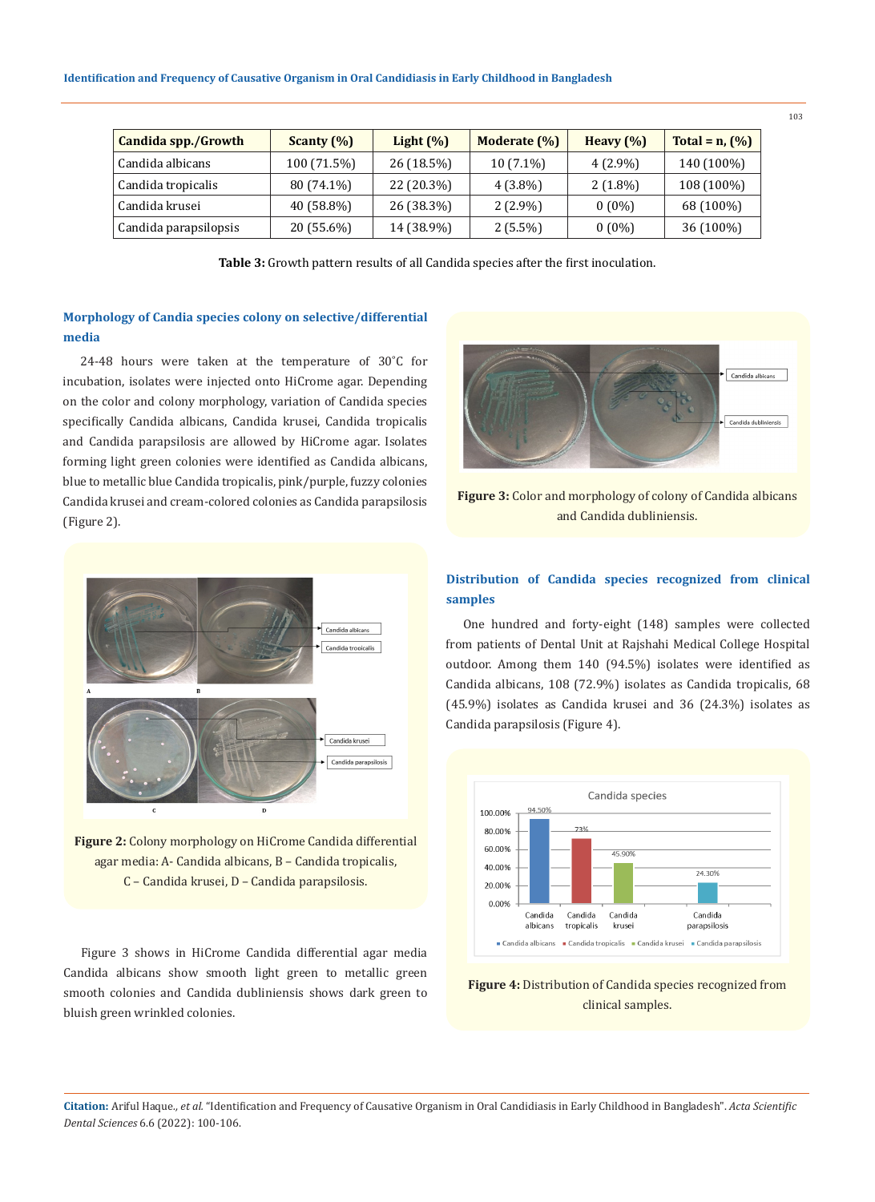| Candida spp./Growth | Scanty (%) | Light (%) | Moderate (%) | Heavy (%) | Total = n, (%) |
|---|---|---|---|---|---|
| Candida albicans | 100 (71.5%) | 26 (18.5%) | 10 (7.1%) | 4 (2.9%) | 140 (100%) |
| Candida tropicalis | 80 (74.1%) | 22 (20.3%) | 4 (3.8%) | 2 (1.8%) | 108 (100%) |
| Candida krusei | 40 (58.8%) | 26 (38.3%) | 2 (2.9%) | 0 (0%) | 68 (100%) |
| Candida parapsilopsis | 20 (55.6%) | 14 (38.9%) | 2 (5.5%) | 0 (0%) | 36 (100%) |

**Table 3:** Growth pattern results of all Candida species after the first inoculation.

### Morphology of Candia species colony on selective/differential media

24-48 hours were taken at the temperature of 30˚C for incubation, isolates were injected onto HiCrome agar. Depending on the color and colony morphology, variation of Candida species specifically Candida albicans, Candida krusei, Candida tropicalis and Candida parapsilosis are allowed by HiCrome agar. Isolates forming light green colonies were identified as Candida albicans, blue to metallic blue Candida tropicalis, pink/purple, fuzzy colonies Candida krusei and cream-colored colonies as Candida parapsilosis (Figure 2).

**Figure 2:** Colony morphology on HiCrome Candida differential agar media: A- Candida albicans, B – Candida tropicalis, C – Candida krusei, D – Candida parapsilosis.

Figure 3 shows in HiCrome Candida differential agar media Candida albicans show smooth light green to metallic green smooth colonies and Candida dubliniensis shows dark green to bluish green wrinkled colonies.

**Figure 3:** Color and morphology of colony of Candida albicans and Candida dubliniensis.

### Distribution of Candida species recognized from clinical samples

One hundred and forty-eight (148) samples were collected from patients of Dental Unit at Rajshahi Medical College Hospital outdoor. Among them 140 (94.5%) isolates were identified as Candida albicans, 108 (72.9%) isolates as Candida tropicalis, 68 (45.9%) isolates as Candida krusei and 36 (24.3%) isolates as Candida parapsilosis (Figure 4).

**Figure 4:** Distribution of Candida species recognized from clinical samples.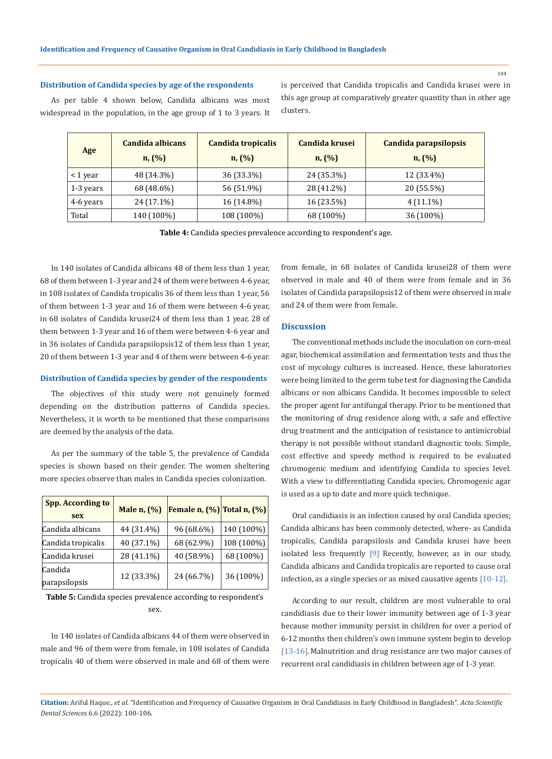### Distribution of Candida species by age of the respondents

As per table 4 shown below, Candida albicans was most widespread in the population, in the age group of 1 to 3 years. It is perceived that Candida tropicalis and Candida krusei were in this age group at comparatively greater quantity than in other age clusters.

| Age | Candida albicans n, (%) | Candida tropicalis n, (%) | Candida krusei n, (%) | Candida parapsilopsis n, (%) |
|---|---|---|---|---|
| < 1 year | 48 (34.3%) | 36 (33.3%) | 24 (35.3%) | 12 (33.4%) |
| 1-3 years | 68 (48.6%) | 56 (51.9%) | 28 (41.2%) | 20 (55.5%) |
| 4-6 years | 24 (17.1%) | 16 (14.8%) | 16 (23.5%) | 4 (11.1%) |
| Total | 140 (100%) | 108 (100%) | 68 (100%) | 36 (100%) |

**Table 4:** Candida species prevalence according to respondent's age.

In 140 isolates of Candida albicans 48 of them less than 1 year, 68 of them between 1-3 year and 24 of them were between 4-6 year, in 108 isolates of Candida tropicalis 36 of them less than 1 year, 56 of them between 1-3 year and 16 of them were between 4-6 year, in 68 isolates of Candida krusei24 of them less than 1 year, 28 of them between 1-3 year and 16 of them were between 4-6 year and in 36 isolates of Candida parapsilopsis12 of them less than 1 year, 20 of them between 1-3 year and 4 of them were between 4-6 year.

### Distribution of Candida species by gender of the respondents

The objectives of this study were not genuinely formed depending on the distribution patterns of Candida species. Nevertheless, it is worth to be mentioned that these comparisons are deemed by the analysis of the data.

As per the summary of the table 5, the prevalence of Candida species is shown based on their gender. The women sheltering more species observe than males in Candida species colonization.

| Spp. According to sex | Male n, (%) | Female n, (%) | Total n, (%) |
|---|---|---|---|
| Candida albicans | 44 (31.4%) | 96 (68.6%) | 140 (100%) |
| Candida tropicalis | 40 (37.1%) | 68 (62.9%) | 108 (100%) |
| Candida krusei | 28 (41.1%) | 40 (58.9%) | 68 (100%) |
| Candida parapsilopsis | 12 (33.3%) | 24 (66.7%) | 36 (100%) |

**Table 5:** Candida species prevalence according to respondent's sex.

In 140 isolates of Candida albicans 44 of them were observed in male and 96 of them were from female, in 108 isolates of Candida tropicalis 40 of them were observed in male and 68 of them were from female, in 68 isolates of Candida krusei28 of them were observed in male and 40 of them were from female and in 36 isolates of Candida parapsilopsis12 of them were observed in male and 24 of them were from female.

## Discussion

The conventional methods include the inoculation on corn-meal agar, biochemical assimilation and fermentation tests and thus the cost of mycology cultures is increased. Hence, these laboratories were being limited to the germ tube test for diagnosing the Candida albicans or non albicans Candida. It becomes impossible to select the proper agent for antifungal therapy. Prior to be mentioned that the monitoring of drug residence along with, a safe and effective drug treatment and the anticipation of resistance to antimicrobial therapy is not possible without standard diagnostic tools. Simple, cost effective and speedy method is required to be evaluated chromogenic medium and identifying Candida to species level. With a view to differentiating Candida species, Chromogenic agar is used as a up to date and more quick technique.

Oral candidiasis is an infection caused by oral Candida species; Candida albicans has been commonly detected, where- as Candida tropicalis, Candida parapsilosis and Candida krusei have been isolated less frequently [9]. Recently, however, as in our study, Candida albicans and Candida tropicalis are reported to cause oral infection, as a single species or as mixed causative agents [10-12].

According to our result, children are most vulnerable to oral candidiasis due to their lower immunity between age of 1-3 year because mother immunity persist in children for over a period of 6-12 months then children's own immune system begin to develop [13-16]. Malnutrition and drug resistance are two major causes of recurrent oral candidiasis in children between age of 1-3 year.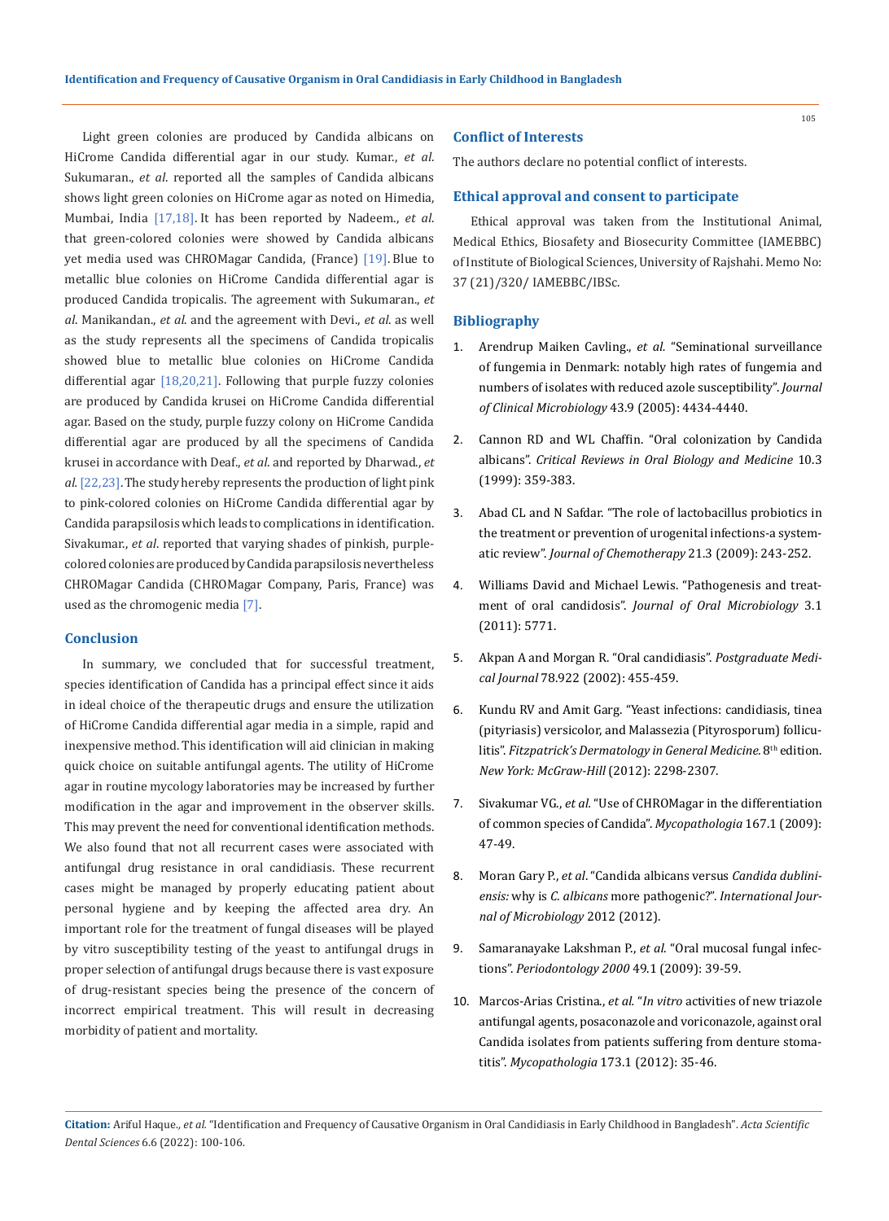Light green colonies are produced by Candida albicans on HiCrome Candida differential agar in our study. Kumar., *et al*. Sukumaran., *et al*. reported all the samples of Candida albicans shows light green colonies on HiCrome agar as noted on Himedia, Mumbai, India [17,18]. It has been reported by Nadeem., *et al*. that green-colored colonies were showed by Candida albicans yet media used was CHROMagar Candida, (France) [19]. Blue to metallic blue colonies on HiCrome Candida differential agar is produced Candida tropicalis. The agreement with Sukumaran., *et al*. Manikandan., *et al*. and the agreement with Devi., *et al*. as well as the study represents all the specimens of Candida tropicalis showed blue to metallic blue colonies on HiCrome Candida differential agar [18,20,21]. Following that purple fuzzy colonies are produced by Candida krusei on HiCrome Candida differential agar. Based on the study, purple fuzzy colony on HiCrome Candida differential agar are produced by all the specimens of Candida krusei in accordance with Deaf., *et al*. and reported by Dharwad., *et al*. [22,23]. The study hereby represents the production of light pink to pink-colored colonies on HiCrome Candida differential agar by Candida parapsilosis which leads to complications in identification. Sivakumar., *et al*. reported that varying shades of pinkish, purple-colored colonies are produced by Candida parapsilosis nevertheless CHROMagar Candida (CHROMagar Company, Paris, France) was used as the chromogenic media [7].

## Conclusion

In summary, we concluded that for successful treatment, species identification of Candida has a principal effect since it aids in ideal choice of the therapeutic drugs and ensure the utilization of HiCrome Candida differential agar media in a simple, rapid and inexpensive method. This identification will aid clinician in making quick choice on suitable antifungal agents. The utility of HiCrome agar in routine mycology laboratories may be increased by further modification in the agar and improvement in the observer skills. This may prevent the need for conventional identification methods. We also found that not all recurrent cases were associated with antifungal drug resistance in oral candidiasis. These recurrent cases might be managed by properly educating patient about personal hygiene and by keeping the affected area dry. An important role for the treatment of fungal diseases will be played by vitro susceptibility testing of the yeast to antifungal drugs in proper selection of antifungal drugs because there is vast exposure of drug-resistant species being the presence of the concern of incorrect empirical treatment. This will result in decreasing morbidity of patient and mortality.

## Conflict of Interests

The authors declare no potential conflict of interests.

## Ethical approval and consent to participate

Ethical approval was taken from the Institutional Animal, Medical Ethics, Biosafety and Biosecurity Committee (IAMEBBC) of Institute of Biological Sciences, University of Rajshahi. Memo No: 37 (21)/320/ IAMEBBC/IBSc.

## Bibliography

1. Arendrup Maiken Cavling., *et al.* "Seminational surveillance of fungemia in Denmark: notably high rates of fungemia and numbers of isolates with reduced azole susceptibility". *Journal of Clinical Microbiology* 43.9 (2005): 4434-4440.
2. Cannon RD and WL Chaffin. "Oral colonization by Candida albicans". *Critical Reviews in Oral Biology and Medicine* 10.3 (1999): 359-383.
3. Abad CL and N Safdar. "The role of lactobacillus probiotics in the treatment or prevention of urogenital infections-a systematic review". *Journal of Chemotherapy* 21.3 (2009): 243-252.
4. Williams David and Michael Lewis. "Pathogenesis and treatment of oral candidosis". *Journal of Oral Microbiology* 3.1 (2011): 5771.
5. Akpan A and Morgan R. "Oral candidiasis". *Postgraduate Medical Journal* 78.922 (2002): 455-459.
6. Kundu RV and Amit Garg. "Yeast infections: candidiasis, tinea (pityriasis) versicolor, and Malassezia (Pityrosporum) folliculitis". *Fitzpatrick's Dermatology in General Medicine.* 8th edition. *New York: McGraw-Hill* (2012): 2298-2307.
7. Sivakumar VG., *et al.* "Use of CHROMagar in the differentiation of common species of Candida". *Mycopathologia* 167.1 (2009): 47-49.
8. Moran Gary P., *et al*. "Candida albicans versus *Candida dubliniensis:* why is *C. albicans* more pathogenic?". *International Journal of Microbiology* 2012 (2012).
9. Samaranayake Lakshman P., *et al*. "Oral mucosal fungal infections". *Periodontology 2000* 49.1 (2009): 39-59.
10. Marcos-Arias Cristina., *et al.* "*In vitro* activities of new triazole antifungal agents, posaconazole and voriconazole, against oral Candida isolates from patients suffering from denture stomatitis". *Mycopathologia* 173.1 (2012): 35-46.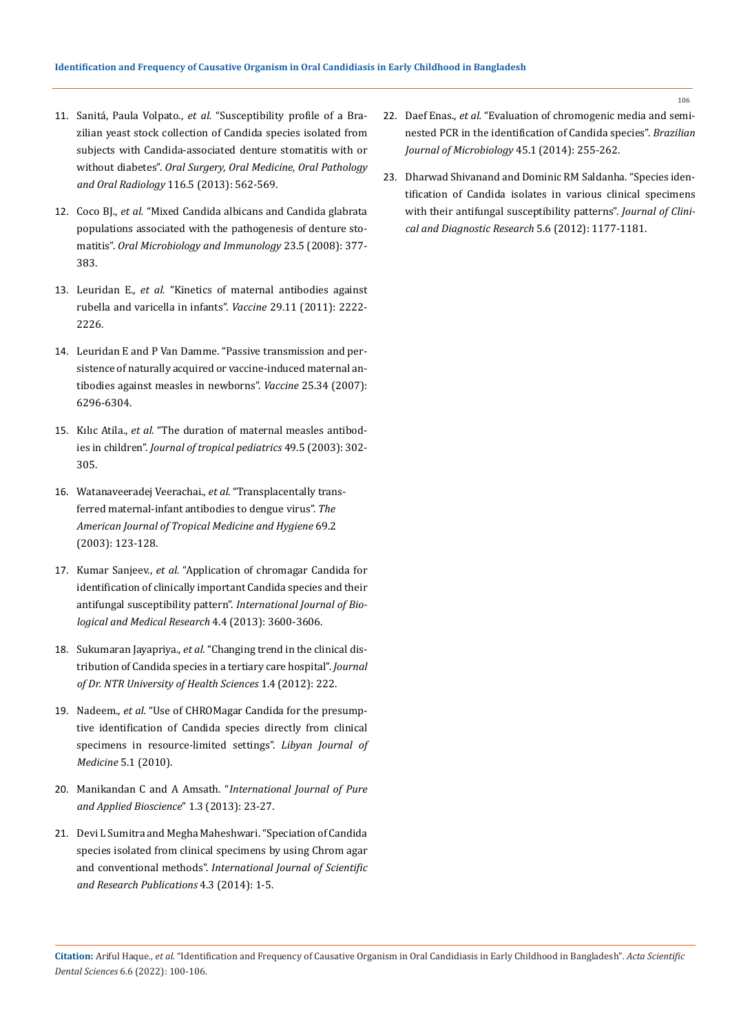11. Sanitá, Paula Volpato., *et al.* "Susceptibility profile of a Brazilian yeast stock collection of Candida species isolated from subjects with Candida-associated denture stomatitis with or without diabetes". *Oral Surgery, Oral Medicine, Oral Pathology and Oral Radiology* 116.5 (2013): 562-569.

12. Coco BJ., *et al.* "Mixed Candida albicans and Candida glabrata populations associated with the pathogenesis of denture stomatitis". *Oral Microbiology and Immunology* 23.5 (2008): 377-383.

13. Leuridan E., *et al.* "Kinetics of maternal antibodies against rubella and varicella in infants". *Vaccine* 29.11 (2011): 2222-2226.

14. Leuridan E and P Van Damme. "Passive transmission and persistence of naturally acquired or vaccine-induced maternal antibodies against measles in newborns". *Vaccine* 25.34 (2007): 6296-6304.

15. Kılıc Atila., *et al.* "The duration of maternal measles antibodies in children". *Journal of tropical pediatrics* 49.5 (2003): 302-305.

16. Watanaveeradej Veerachai., *et al.* "Transplacentally transferred maternal-infant antibodies to dengue virus". *The American Journal of Tropical Medicine and Hygiene* 69.2 (2003): 123-128.

17. Kumar Sanjeev., *et al.* "Application of chromagar Candida for identification of clinically important Candida species and their antifungal susceptibility pattern". *International Journal of Biological and Medical Research* 4.4 (2013): 3600-3606.

18. Sukumaran Jayapriya., *et al.* "Changing trend in the clinical distribution of Candida species in a tertiary care hospital". *Journal of Dr. NTR University of Health Sciences* 1.4 (2012): 222.

19. Nadeem., *et al.* "Use of CHROMagar Candida for the presumptive identification of Candida species directly from clinical specimens in resource-limited settings". *Libyan Journal of Medicine* 5.1 (2010).

20. Manikandan C and A Amsath. "*International Journal of Pure and Applied Bioscience*" 1.3 (2013): 23-27.

21. Devi L Sumitra and Megha Maheshwari. "Speciation of Candida species isolated from clinical specimens by using Chrom agar and conventional methods". *International Journal of Scientific and Research Publications* 4.3 (2014): 1-5.

22. Daef Enas., *et al.* "Evaluation of chromogenic media and seminested PCR in the identification of Candida species". *Brazilian Journal of Microbiology* 45.1 (2014): 255-262.

23. Dharwad Shivanand and Dominic RM Saldanha. "Species identification of Candida isolates in various clinical specimens with their antifungal susceptibility patterns". *Journal of Clinical and Diagnostic Research* 5.6 (2012): 1177-1181.